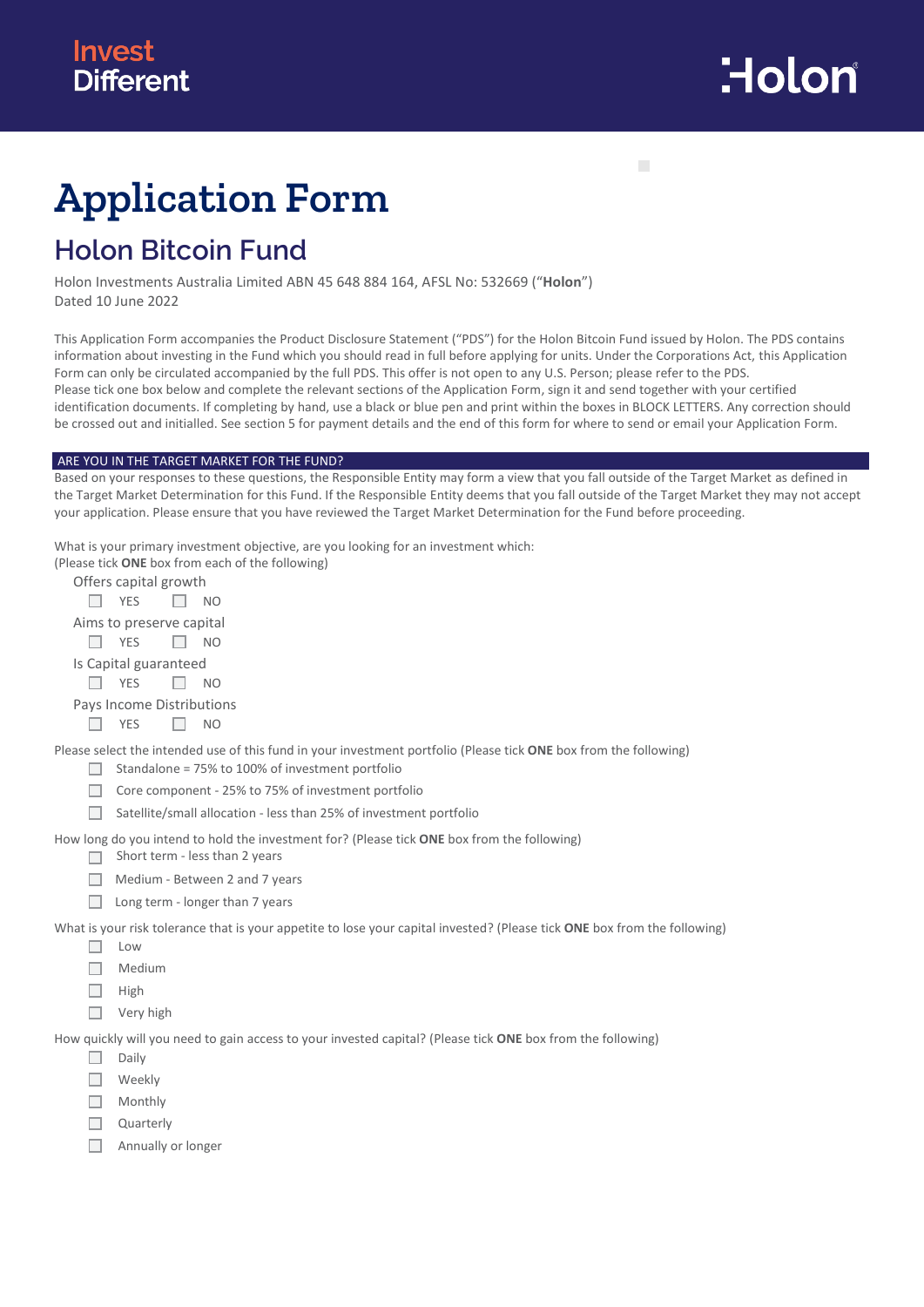Invest Different

Holon

# Application Form

## Holon Bitcoin Fund

Holon Investments Australia Limited ABN 45 648 884 164, AFSL No: 532669 ("**Holon**")
Dated 10 June 2022

This Application Form accompanies the Product Disclosure Statement ("PDS") for the Holon Bitcoin Fund issued by Holon. The PDS contains information about investing in the Fund which you should read in full before applying for units. Under the Corporations Act, this Application Form can only be circulated accompanied by the full PDS. This offer is not open to any U.S. Person; please refer to the PDS.
Please tick one box below and complete the relevant sections of the Application Form, sign it and send together with your certified identification documents. If completing by hand, use a black or blue pen and print within the boxes in BLOCK LETTERS. Any correction should be crossed out and initialled. See section 5 for payment details and the end of this form for where to send or email your Application Form.

### ARE YOU IN THE TARGET MARKET FOR THE FUND?

Based on your responses to these questions, the Responsible Entity may form a view that you fall outside of the Target Market as defined in the Target Market Determination for this Fund. If the Responsible Entity deems that you fall outside of the Target Market they may not accept your application. Please ensure that you have reviewed the Target Market Determination for the Fund before proceeding.

What is your primary investment objective, are you looking for an investment which:
(Please tick **ONE** box from each of the following)

Offers capital growth
- ☐ YES ☐ NO

Aims to preserve capital
- ☐ YES ☐ NO

Is Capital guaranteed
- ☐ YES ☐ NO

Pays Income Distributions
- ☐ YES ☐ NO

Please select the intended use of this fund in your investment portfolio (Please tick **ONE** box from the following)
- ☐ Standalone = 75% to 100% of investment portfolio
- ☐ Core component - 25% to 75% of investment portfolio
- ☐ Satellite/small allocation - less than 25% of investment portfolio

How long do you intend to hold the investment for? (Please tick **ONE** box from the following)
- ☐ Short term - less than 2 years
- ☐ Medium - Between 2 and 7 years
- ☐ Long term - longer than 7 years

What is your risk tolerance that is your appetite to lose your capital invested? (Please tick **ONE** box from the following)
- ☐ Low
- ☐ Medium
- ☐ High
- ☐ Very high

How quickly will you need to gain access to your invested capital? (Please tick **ONE** box from the following)
- ☐ Daily
- ☐ Weekly
- ☐ Monthly
- ☐ Quarterly
- ☐ Annually or longer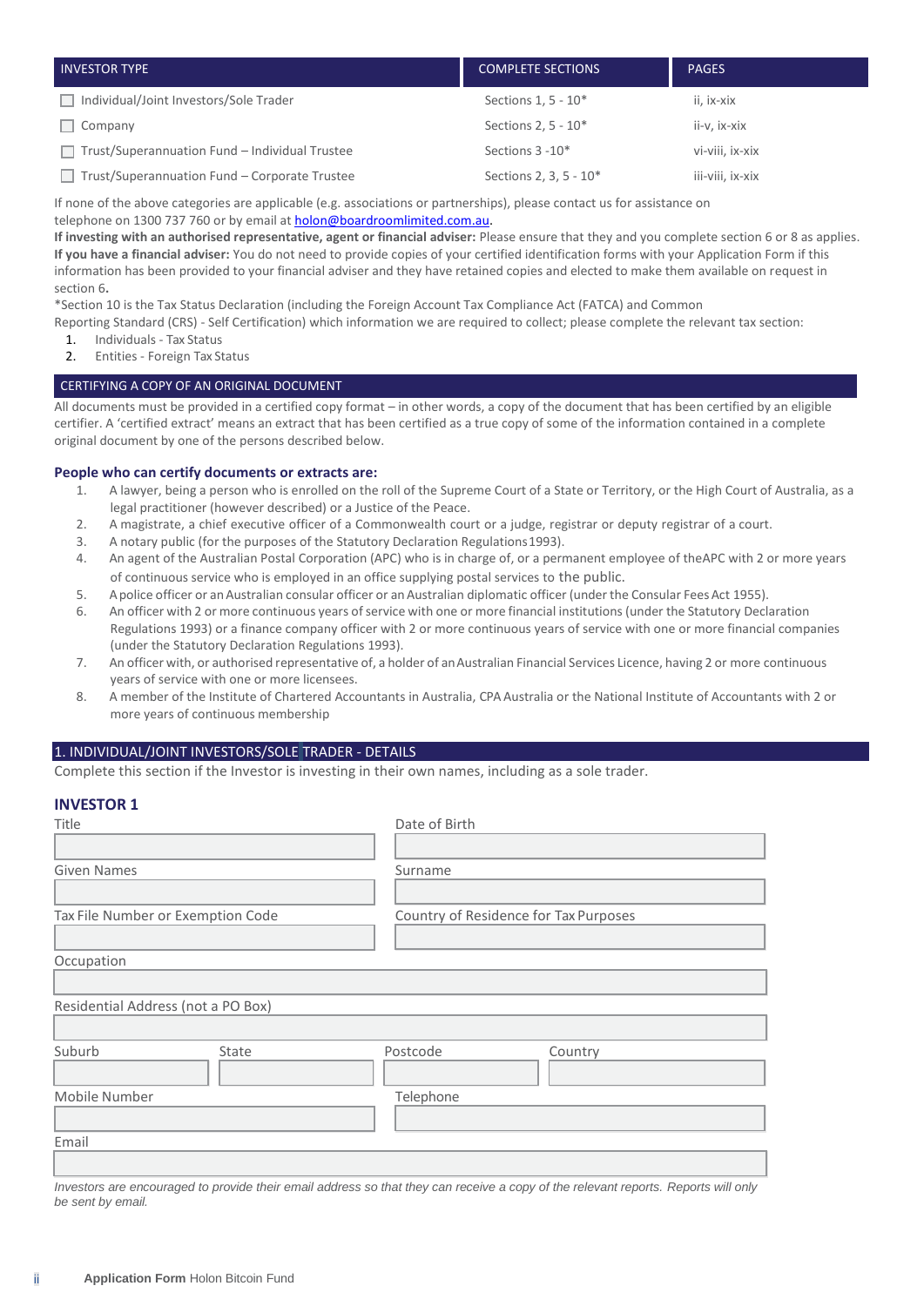| INVESTOR TYPE | COMPLETE SECTIONS | PAGES |
|---|---|---|
| ☐ Individual/Joint Investors/Sole Trader | Sections 1, 5 - 10* | ii, ix-xix |
| ☐ Company | Sections 2, 5 - 10* | ii-v, ix-xix |
| ☐ Trust/Superannuation Fund – Individual Trustee | Sections 3 -10* | vi-viii, ix-xix |
| ☐ Trust/Superannuation Fund – Corporate Trustee | Sections 2, 3, 5 - 10* | iii-viii, ix-xix |

If none of the above categories are applicable (e.g. associations or partnerships), please contact us for assistance on telephone on 1300 737 760 or by email at holon@boardroomlimited.com.au.

**If investing with an authorised representative, agent or financial adviser:** Please ensure that they and you complete section 6 or 8 as applies.

**If you have a financial adviser:** You do not need to provide copies of your certified identification forms with your Application Form if this information has been provided to your financial adviser and they have retained copies and elected to make them available on request in section 6**.**

*Section 10 is the Tax Status Declaration (including the Foreign Account Tax Compliance Act (FATCA) and Common Reporting Standard (CRS) - Self Certification) which information we are required to collect; please complete the relevant tax section:

1. Individuals - Tax Status
2. Entities - Foreign Tax Status

## CERTIFYING A COPY OF AN ORIGINAL DOCUMENT

All documents must be provided in a certified copy format – in other words, a copy of the document that has been certified by an eligible certifier. A 'certified extract' means an extract that has been certified as a true copy of some of the information contained in a complete original document by one of the persons described below.

**People who can certify documents or extracts are:**

1. A lawyer, being a person who is enrolled on the roll of the Supreme Court of a State or Territory, or the High Court of Australia, as a legal practitioner (however described) or a Justice of the Peace.
2. A magistrate, a chief executive officer of a Commonwealth court or a judge, registrar or deputy registrar of a court.
3. A notary public (for the purposes of the Statutory Declaration Regulations 1993).
4. An agent of the Australian Postal Corporation (APC) who is in charge of, or a permanent employee of the APC with 2 or more years of continuous service who is employed in an office supplying postal services to the public.
5. A police officer or an Australian consular officer or an Australian diplomatic officer (under the Consular Fees Act 1955).
6. An officer with 2 or more continuous years of service with one or more financial institutions (under the Statutory Declaration Regulations 1993) or a finance company officer with 2 or more continuous years of service with one or more financial companies (under the Statutory Declaration Regulations 1993).
7. An officer with, or authorised representative of, a holder of an Australian Financial Services Licence, having 2 or more continuous years of service with one or more licensees.
8. A member of the Institute of Chartered Accountants in Australia, CPA Australia or the National Institute of Accountants with 2 or more years of continuous membership

## 1. INDIVIDUAL/JOINT INVESTORS/SOLE TRADER - DETAILS

Complete this section if the Investor is investing in their own names, including as a sole trader.

### INVESTOR 1

Title

Date of Birth

Given Names

Surname

Tax File Number or Exemption Code

Country of Residence for Tax Purposes

Occupation

Residential Address (not a PO Box)

Suburb

State

Postcode

Country

Mobile Number

Telephone

Email

*Investors are encouraged to provide their email address so that they can receive a copy of the relevant reports. Reports will only be sent by email.*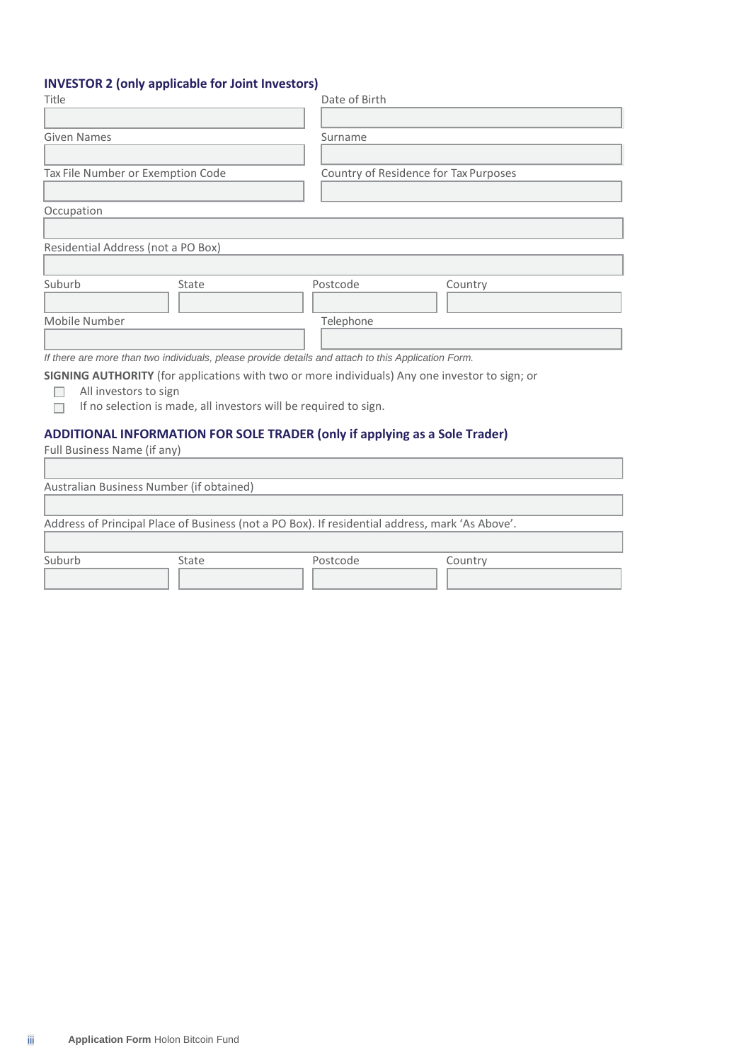## INVESTOR 2 (only applicable for Joint Investors)

Title

Date of Birth

Given Names

Surname

Tax File Number or Exemption Code

Country of Residence for Tax Purposes

Occupation

Residential Address (not a PO Box)

Suburb

State

Postcode

Country

Mobile Number

Telephone

*If there are more than two individuals, please provide details and attach to this Application Form.*

**SIGNING AUTHORITY** (for applications with two or more individuals) Any one investor to sign; or

- ☐ All investors to sign
- ☐ If no selection is made, all investors will be required to sign.

## ADDITIONAL INFORMATION FOR SOLE TRADER (only if applying as a Sole Trader)

Full Business Name (if any)

Australian Business Number (if obtained)

Address of Principal Place of Business (not a PO Box). If residential address, mark 'As Above'.

Suburb

State

Postcode

Country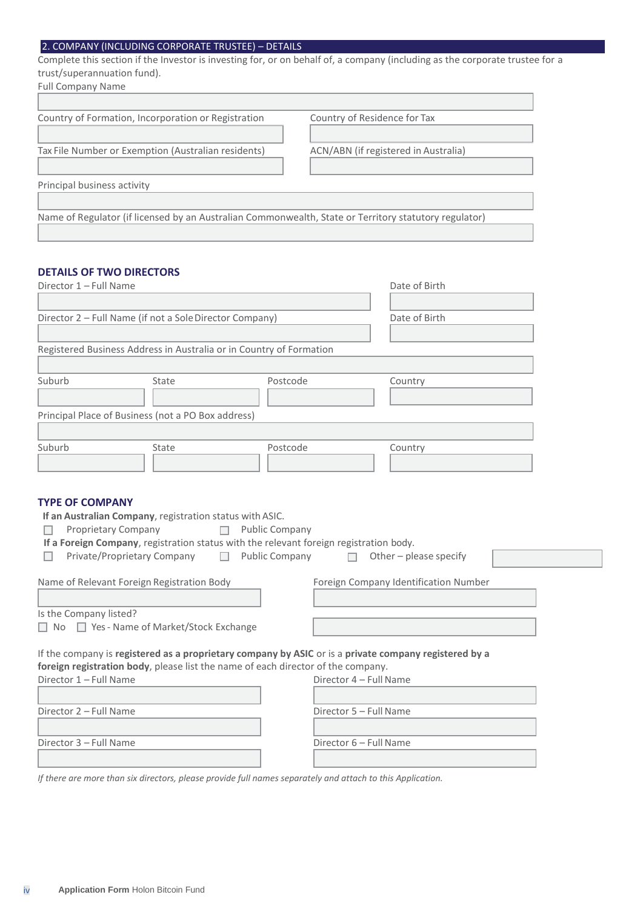## 2. COMPANY (INCLUDING CORPORATE TRUSTEE) – DETAILS

Complete this section if the Investor is investing for, or on behalf of, a company (including as the corporate trustee for a trust/superannuation fund).

Full Company Name

Country of Formation, Incorporation or Registration

Country of Residence for Tax

Tax File Number or Exemption (Australian residents)

ACN/ABN (if registered in Australia)

Principal business activity

Name of Regulator (if licensed by an Australian Commonwealth, State or Territory statutory regulator)

### DETAILS OF TWO DIRECTORS

Director 1 – Full Name

Date of Birth

Director 2 – Full Name (if not a Sole Director Company)

Date of Birth

Registered Business Address in Australia or in Country of Formation

Suburb | State | Postcode | Country

Principal Place of Business (not a PO Box address)

Suburb | State | Postcode | Country

### TYPE OF COMPANY

**If an Australian Company**, registration status with ASIC.

☐ Proprietary Company ☐ Public Company

**If a Foreign Company**, registration status with the relevant foreign registration body.

☐ Private/Proprietary Company ☐ Public Company ☐ Other – please specify

Name of Relevant Foreign Registration Body

Foreign Company Identification Number

Is the Company listed?

☐ No ☐ Yes - Name of Market/Stock Exchange

If the company is **registered as a proprietary company by ASIC** or is a **private company registered by a foreign registration body**, please list the name of each director of the company.

Director 1 – Full Name

Director 2 – Full Name

Director 3 – Full Name

Director 4 – Full Name

Director 5 – Full Name

Director 6 – Full Name

*If there are more than six directors, please provide full names separately and attach to this Application.*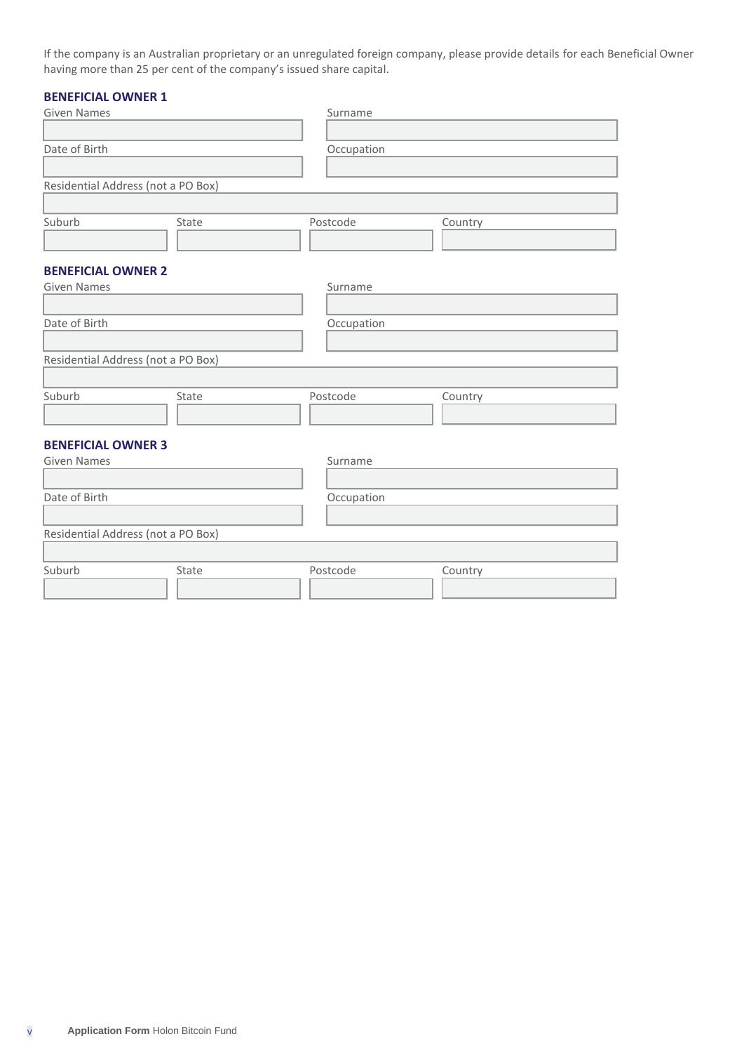If the company is an Australian proprietary or an unregulated foreign company, please provide details for each Beneficial Owner having more than 25 per cent of the company's issued share capital.

### BENEFICIAL OWNER 1

| Given Names | Surname |
| --- | --- |
| | |

| Date of Birth | Occupation |
| --- | --- |
| | |

| Residential Address (not a PO Box) |
| --- |
| |

| Suburb | State | Postcode | Country |
| --- | --- | --- | --- |
| | | | |

### BENEFICIAL OWNER 2

| Given Names | Surname |
| --- | --- |
| | |

| Date of Birth | Occupation |
| --- | --- |
| | |

| Residential Address (not a PO Box) |
| --- |
| |

| Suburb | State | Postcode | Country |
| --- | --- | --- | --- |
| | | | |

### BENEFICIAL OWNER 3

| Given Names | Surname |
| --- | --- |
| | |

| Date of Birth | Occupation |
| --- | --- |
| | |

| Residential Address (not a PO Box) |
| --- |
| |

| Suburb | State | Postcode | Country |
| --- | --- | --- | --- |
| | | | |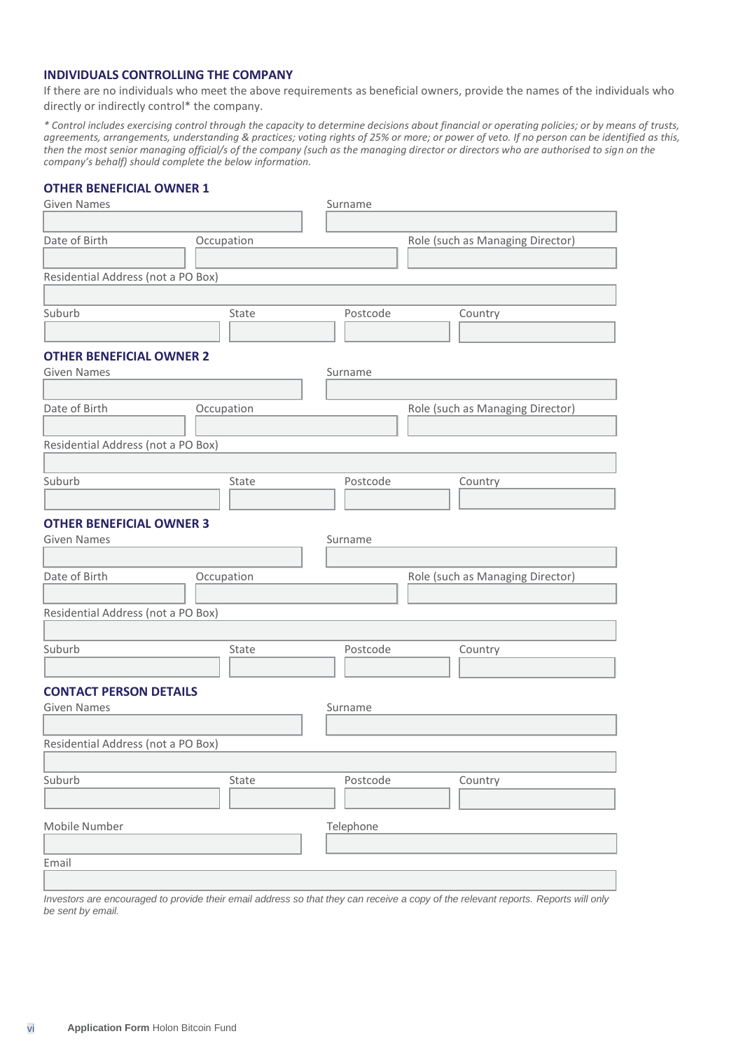## INDIVIDUALS CONTROLLING THE COMPANY

If there are no individuals who meet the above requirements as beneficial owners, provide the names of the individuals who directly or indirectly control* the company.

*\* Control includes exercising control through the capacity to determine decisions about financial or operating policies; or by means of trusts, agreements, arrangements, understanding & practices; voting rights of 25% or more; or power of veto. If no person can be identified as this, then the most senior managing official/s of the company (such as the managing director or directors who are authorised to sign on the company's behalf) should complete the below information.*

### OTHER BENEFICIAL OWNER 1

| Given Names | Surname |
|---|---|
| | |

| Date of Birth | Occupation | Role (such as Managing Director) |
|---|---|---|
| | | |

| Residential Address (not a PO Box) |
|---|
| |

| Suburb | State | Postcode | Country |
|---|---|---|---|
| | | | |

### OTHER BENEFICIAL OWNER 2

| Given Names | Surname |
|---|---|
| | |

| Date of Birth | Occupation | Role (such as Managing Director) |
|---|---|---|
| | | |

| Residential Address (not a PO Box) |
|---|
| |

| Suburb | State | Postcode | Country |
|---|---|---|---|
| | | | |

### OTHER BENEFICIAL OWNER 3

| Given Names | Surname |
|---|---|
| | |

| Date of Birth | Occupation | Role (such as Managing Director) |
|---|---|---|
| | | |

| Residential Address (not a PO Box) |
|---|
| |

| Suburb | State | Postcode | Country |
|---|---|---|---|
| | | | |

### CONTACT PERSON DETAILS

| Given Names | Surname |
|---|---|
| | |

| Residential Address (not a PO Box) |
|---|
| |

| Suburb | State | Postcode | Country |
|---|---|---|---|
| | | | |

| Mobile Number | Telephone |
|---|---|
| | |

| Email |
|---|
| |

*Investors are encouraged to provide their email address so that they can receive a copy of the relevant reports. Reports will only be sent by email.*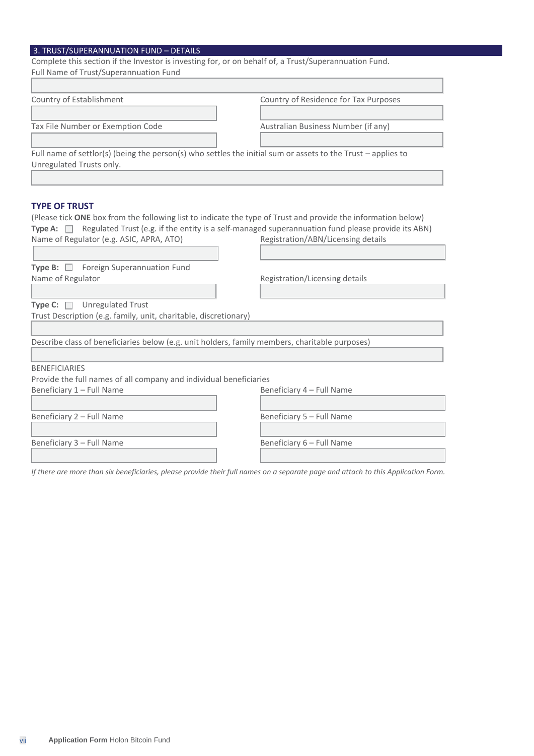## 3. TRUST/SUPERANNUATION FUND – DETAILS

Complete this section if the Investor is investing for, or on behalf of, a Trust/Superannuation Fund.

Full Name of Trust/Superannuation Fund

Country of Establishment

Country of Residence for Tax Purposes

Tax File Number or Exemption Code

Australian Business Number (if any)

Full name of settlor(s) (being the person(s) who settles the initial sum or assets to the Trust – applies to Unregulated Trusts only.

### TYPE OF TRUST

(Please tick **ONE** box from the following list to indicate the type of Trust and provide the information below)

**Type A:** ☐ Regulated Trust (e.g. if the entity is a self-managed superannuation fund please provide its ABN)

Name of Regulator (e.g. ASIC, APRA, ATO)

Registration/ABN/Licensing details

**Type B:** ☐ Foreign Superannuation Fund

Name of Regulator

Registration/Licensing details

**Type C:** ☐ Unregulated Trust

Trust Description (e.g. family, unit, charitable, discretionary)

Describe class of beneficiaries below (e.g. unit holders, family members, charitable purposes)

BENEFICIARIES

Provide the full names of all company and individual beneficiaries

Beneficiary 1 – Full Name

Beneficiary 2 – Full Name

Beneficiary 3 – Full Name

Beneficiary 4 – Full Name

Beneficiary 5 – Full Name

Beneficiary 6 – Full Name

*If there are more than six beneficiaries, please provide their full names on a separate page and attach to this Application Form.*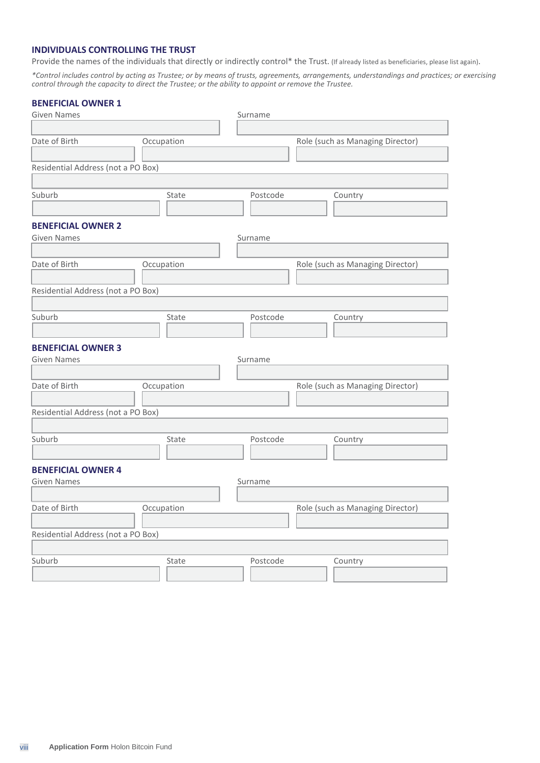## INDIVIDUALS CONTROLLING THE TRUST

Provide the names of the individuals that directly or indirectly control* the Trust. (If already listed as beneficiaries, please list again).

*\*Control includes control by acting as Trustee; or by means of trusts, agreements, arrangements, understandings and practices; or exercising control through the capacity to direct the Trustee; or the ability to appoint or remove the Trustee.*

### BENEFICIAL OWNER 1

| Given Names | Surname |
|---|---|
| | |

| Date of Birth | Occupation | Role (such as Managing Director) |
|---|---|---|
| | | |

| Residential Address (not a PO Box) |
|---|
| |

| Suburb | State | Postcode | Country |
|---|---|---|---|
| | | | |

### BENEFICIAL OWNER 2

| Given Names | Surname |
|---|---|
| | |

| Date of Birth | Occupation | Role (such as Managing Director) |
|---|---|---|
| | | |

| Residential Address (not a PO Box) |
|---|
| |

| Suburb | State | Postcode | Country |
|---|---|---|---|
| | | | |

### BENEFICIAL OWNER 3

| Given Names | Surname |
|---|---|
| | |

| Date of Birth | Occupation | Role (such as Managing Director) |
|---|---|---|
| | | |

| Residential Address (not a PO Box) |
|---|
| |

| Suburb | State | Postcode | Country |
|---|---|---|---|
| | | | |

### BENEFICIAL OWNER 4

| Given Names | Surname |
|---|---|
| | |

| Date of Birth | Occupation | Role (such as Managing Director) |
|---|---|---|
| | | |

| Residential Address (not a PO Box) |
|---|
| |

| Suburb | State | Postcode | Country |
|---|---|---|---|
| | | | |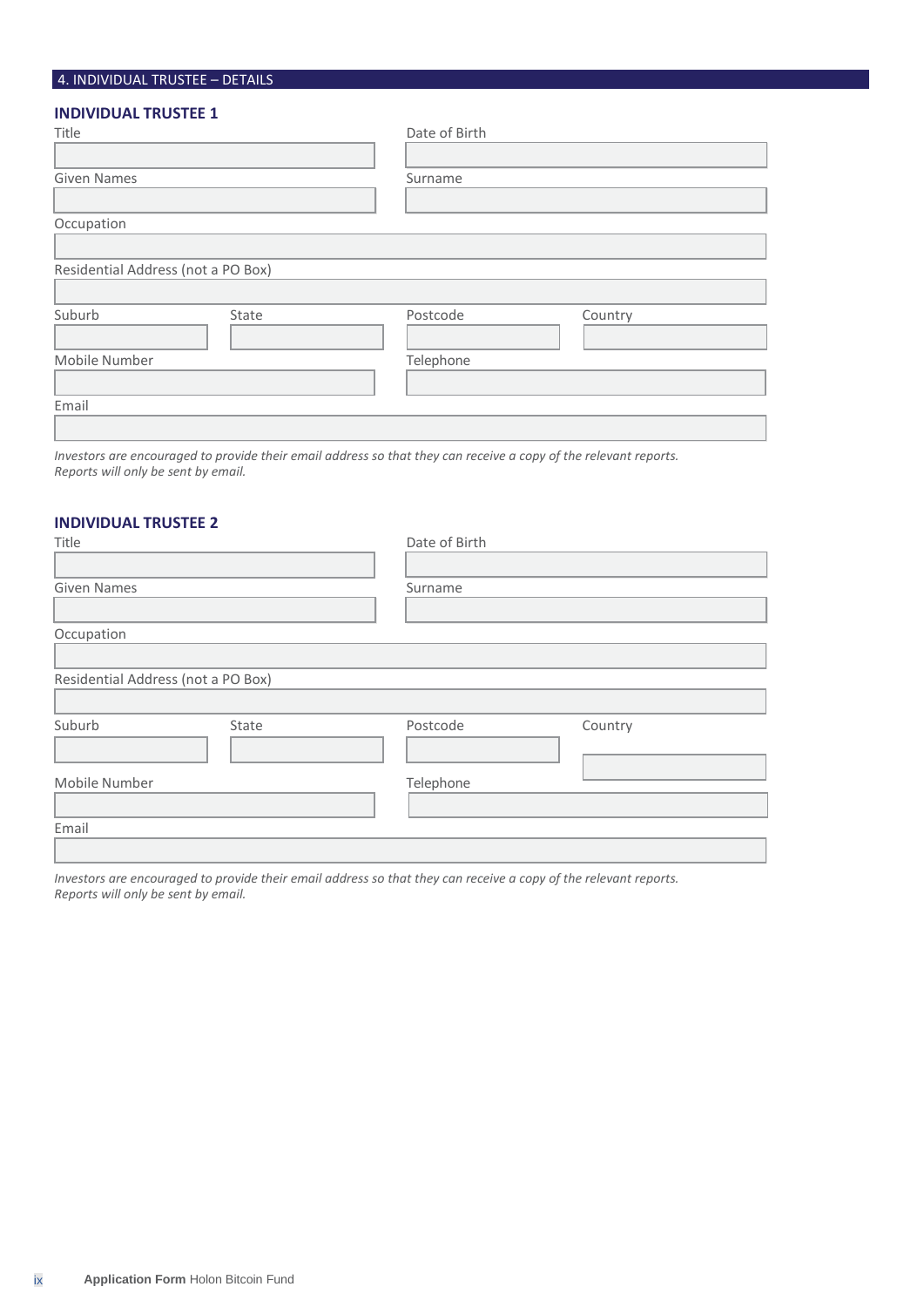## 4. INDIVIDUAL TRUSTEE – DETAILS

### INDIVIDUAL TRUSTEE 1

| Title | Date of Birth |
|---|---|
| | |
| **Given Names** | **Surname** |
| | |

Occupation

Residential Address (not a PO Box)

| Suburb | State | Postcode | Country |
|---|---|---|---|
| | | | |

| Mobile Number | Telephone |
|---|---|
| | |

Email

*Investors are encouraged to provide their email address so that they can receive a copy of the relevant reports. Reports will only be sent by email.*

### INDIVIDUAL TRUSTEE 2

| Title | Date of Birth |
|---|---|
| | |
| **Given Names** | **Surname** |
| | |

Occupation

Residential Address (not a PO Box)

| Suburb | State | Postcode | Country |
|---|---|---|---|
| | | | |

| Mobile Number | Telephone |
|---|---|
| | |

Email

*Investors are encouraged to provide their email address so that they can receive a copy of the relevant reports. Reports will only be sent by email.*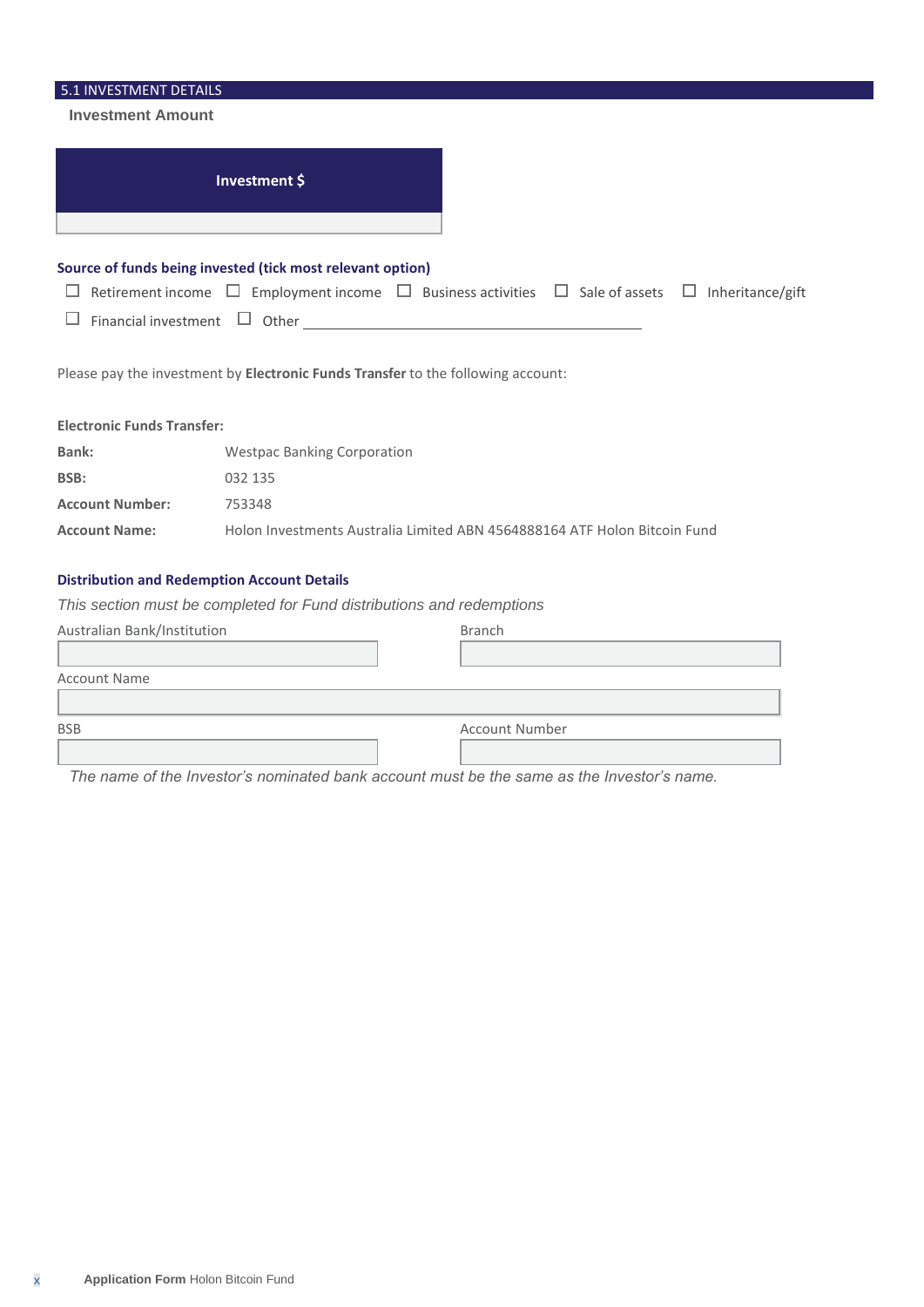## 5.1 INVESTMENT DETAILS

### Investment Amount

| Investment $ |
| --- |
| |

**Source of funds being invested (tick most relevant option)**

☐ Retirement income ☐ Employment income ☐ Business activities ☐ Sale of assets ☐ Inheritance/gift

☐ Financial investment ☐ Other ______________________________

Please pay the investment by **Electronic Funds Transfer** to the following account:

**Electronic Funds Transfer:**

| | |
| --- | --- |
| **Bank:** | Westpac Banking Corporation |
| **BSB:** | 032 135 |
| **Account Number:** | 753348 |
| **Account Name:** | Holon Investments Australia Limited ABN 4564888164 ATF Holon Bitcoin Fund |

**Distribution and Redemption Account Details**

*This section must be completed for Fund distributions and redemptions*

| Australian Bank/Institution | Branch |
| --- | --- |
| | |

| Account Name |
| --- |
| |

| BSB | Account Number |
| --- | --- |
| | |

*The name of the Investor's nominated bank account must be the same as the Investor's name.*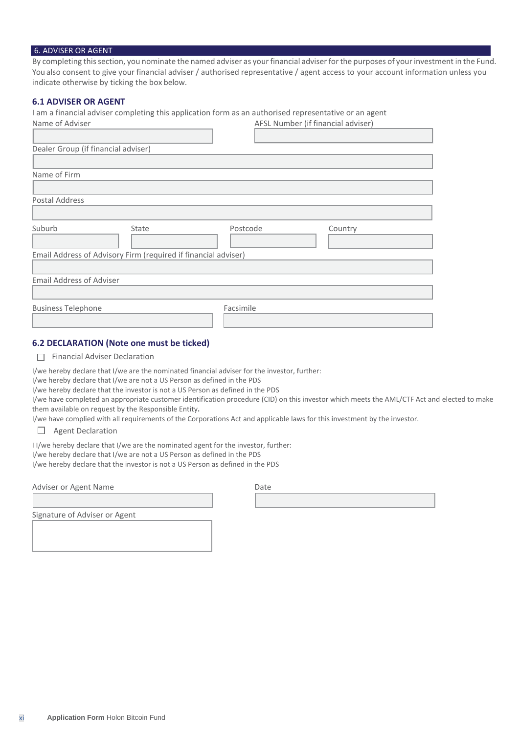## 6. ADVISER OR AGENT

By completing this section, you nominate the named adviser as your financial adviser for the purposes of your investment in the Fund. You also consent to give your financial adviser / authorised representative / agent access to your account information unless you indicate otherwise by ticking the box below.

### 6.1 ADVISER OR AGENT

I am a financial adviser completing this application form as an authorised representative or an agent

Name of Adviser

AFSL Number (if financial adviser)

Dealer Group (if financial adviser)

Name of Firm

Postal Address

Suburb

State

Postcode

Country

Email Address of Advisory Firm (required if financial adviser)

Email Address of Adviser

Business Telephone

Facsimile

### 6.2 DECLARATION (Note one must be ticked)

☐ Financial Adviser Declaration

I/we hereby declare that I/we are the nominated financial adviser for the investor, further:
I/we hereby declare that I/we are not a US Person as defined in the PDS
I/we hereby declare that the investor is not a US Person as defined in the PDS
I/we have completed an appropriate customer identification procedure (CID) on this investor which meets the AML/CTF Act and elected to make them available on request by the Responsible Entity**.**
I/we have complied with all requirements of the Corporations Act and applicable laws for this investment by the investor.

☐ Agent Declaration

I I/we hereby declare that I/we are the nominated agent for the investor, further:
I/we hereby declare that I/we are not a US Person as defined in the PDS
I/we hereby declare that the investor is not a US Person as defined in the PDS

Adviser or Agent Name

Date

Signature of Adviser or Agent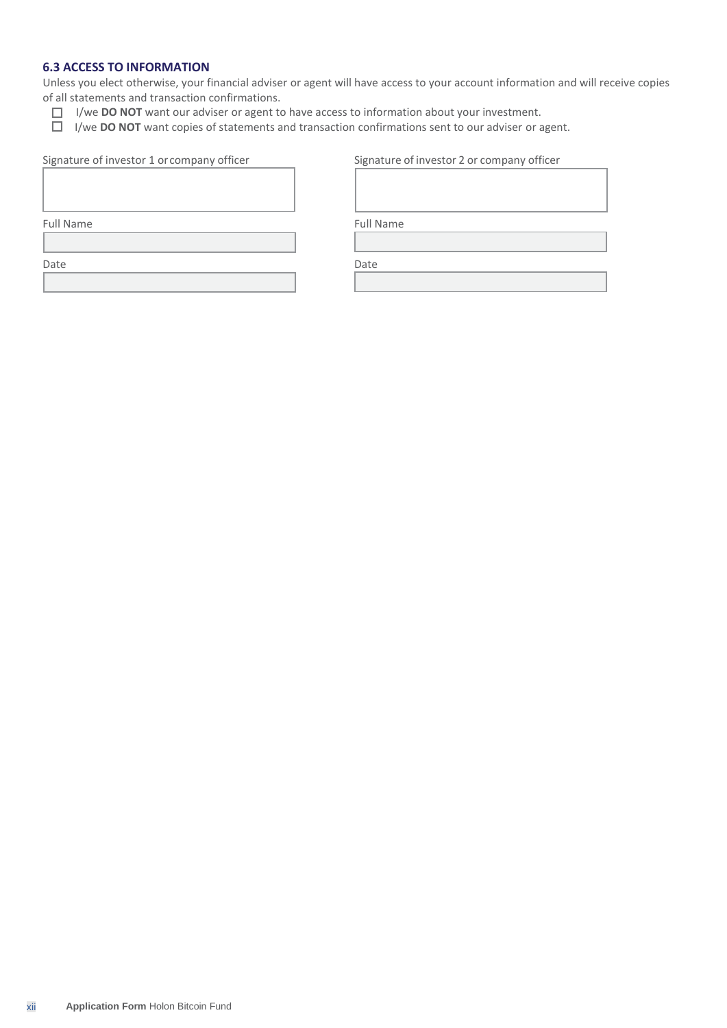### 6.3 ACCESS TO INFORMATION

Unless you elect otherwise, your financial adviser or agent will have access to your account information and will receive copies of all statements and transaction confirmations.

- ☐ I/we **DO NOT** want our adviser or agent to have access to information about your investment.
- ☐ I/we **DO NOT** want copies of statements and transaction confirmations sent to our adviser or agent.

| Signature of investor 1 or company officer | Signature of investor 2 or company officer |
| --- | --- |
| | |
| Full Name | Full Name |
| | |
| Date | Date |
| | |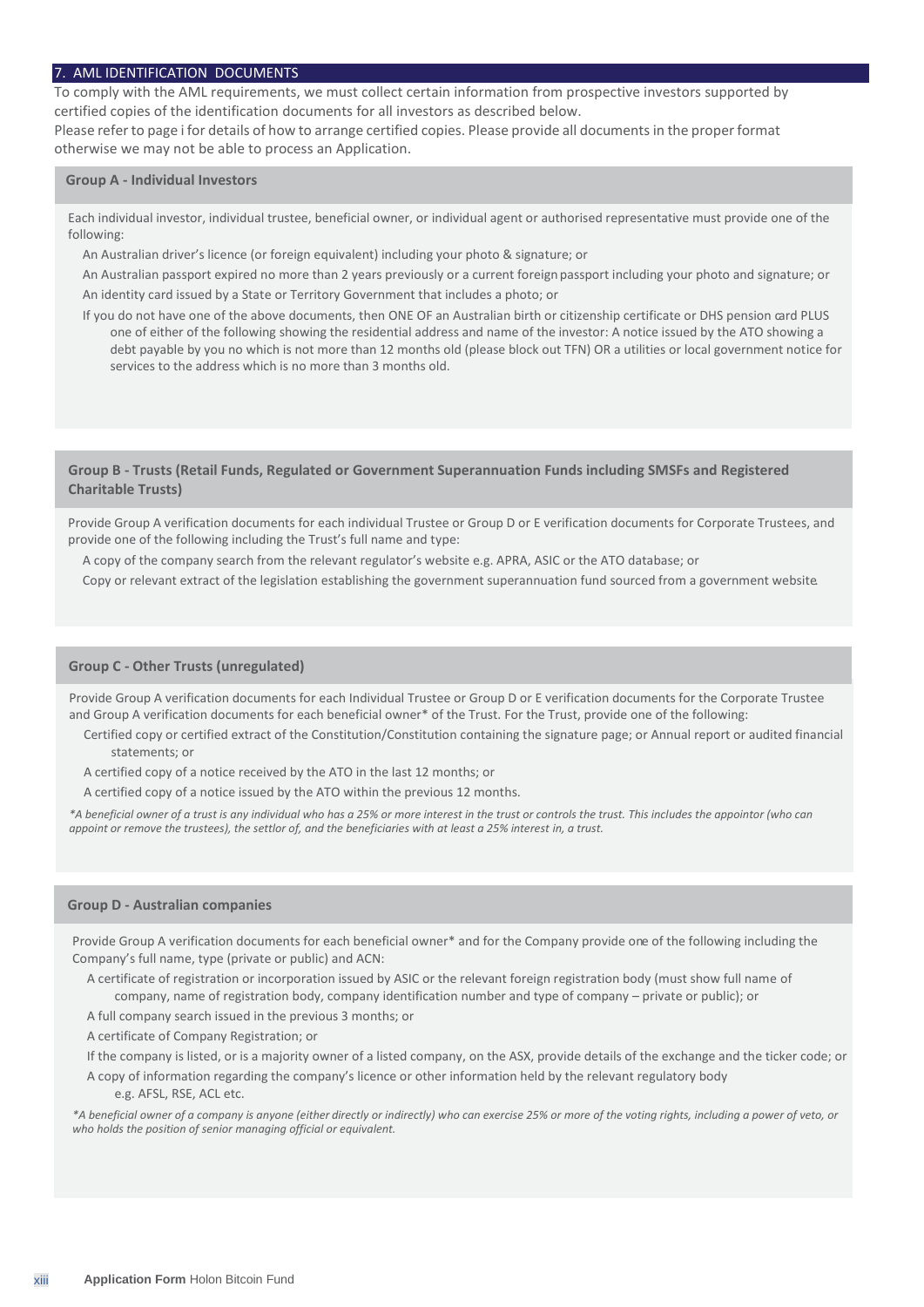## 7. AML IDENTIFICATION DOCUMENTS

To comply with the AML requirements, we must collect certain information from prospective investors supported by certified copies of the identification documents for all investors as described below.

Please refer to page i for details of how to arrange certified copies. Please provide all documents in the proper format otherwise we may not be able to process an Application.

### Group A - Individual Investors

Each individual investor, individual trustee, beneficial owner, or individual agent or authorised representative must provide one of the following:

- An Australian driver's licence (or foreign equivalent) including your photo & signature; or
- An Australian passport expired no more than 2 years previously or a current foreign passport including your photo and signature; or
- An identity card issued by a State or Territory Government that includes a photo; or
- If you do not have one of the above documents, then ONE OF an Australian birth or citizenship certificate or DHS pension card PLUS one of either of the following showing the residential address and name of the investor: A notice issued by the ATO showing a debt payable by you no which is not more than 12 months old (please block out TFN) OR a utilities or local government notice for services to the address which is no more than 3 months old.

### Group B - Trusts (Retail Funds, Regulated or Government Superannuation Funds including SMSFs and Registered Charitable Trusts)

Provide Group A verification documents for each individual Trustee or Group D or E verification documents for Corporate Trustees, and provide one of the following including the Trust's full name and type:

- A copy of the company search from the relevant regulator's website e.g. APRA, ASIC or the ATO database; or
- Copy or relevant extract of the legislation establishing the government superannuation fund sourced from a government website.

### Group C - Other Trusts (unregulated)

Provide Group A verification documents for each Individual Trustee or Group D or E verification documents for the Corporate Trustee and Group A verification documents for each beneficial owner* of the Trust. For the Trust, provide one of the following:

- Certified copy or certified extract of the Constitution/Constitution containing the signature page; or Annual report or audited financial statements; or
- A certified copy of a notice received by the ATO in the last 12 months; or
- A certified copy of a notice issued by the ATO within the previous 12 months.

*\*A beneficial owner of a trust is any individual who has a 25% or more interest in the trust or controls the trust. This includes the appointor (who can appoint or remove the trustees), the settlor of, and the beneficiaries with at least a 25% interest in, a trust.*

### Group D - Australian companies

Provide Group A verification documents for each beneficial owner* and for the Company provide one of the following including the Company's full name, type (private or public) and ACN:

- A certificate of registration or incorporation issued by ASIC or the relevant foreign registration body (must show full name of company, name of registration body, company identification number and type of company – private or public); or
- A full company search issued in the previous 3 months; or
- A certificate of Company Registration; or
- If the company is listed, or is a majority owner of a listed company, on the ASX, provide details of the exchange and the ticker code; or
- A copy of information regarding the company's licence or other information held by the relevant regulatory body e.g. AFSL, RSE, ACL etc.

*\*A beneficial owner of a company is anyone (either directly or indirectly) who can exercise 25% or more of the voting rights, including a power of veto, or who holds the position of senior managing official or equivalent.*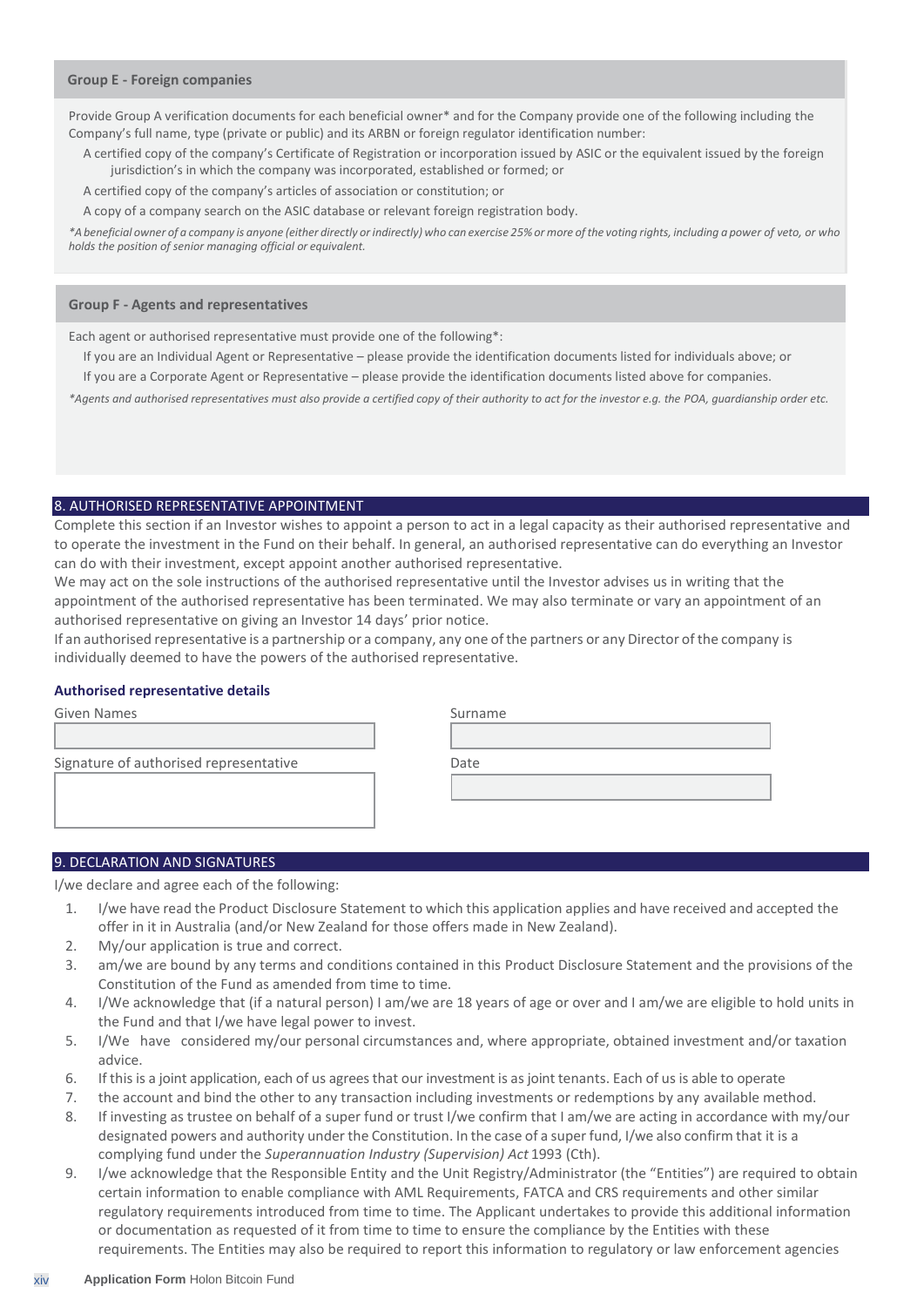### Group E - Foreign companies

Provide Group A verification documents for each beneficial owner* and for the Company provide one of the following including the Company's full name, type (private or public) and its ARBN or foreign regulator identification number:

- A certified copy of the company's Certificate of Registration or incorporation issued by ASIC or the equivalent issued by the foreign jurisdiction's in which the company was incorporated, established or formed; or
- A certified copy of the company's articles of association or constitution; or
- A copy of a company search on the ASIC database or relevant foreign registration body.

*\*A beneficial owner of a company is anyone (either directly or indirectly) who can exercise 25% or more of the voting rights, including a power of veto, or who holds the position of senior managing official or equivalent.*

### Group F - Agents and representatives

Each agent or authorised representative must provide one of the following*:

- If you are an Individual Agent or Representative – please provide the identification documents listed for individuals above; or
- If you are a Corporate Agent or Representative – please provide the identification documents listed above for companies.

*\*Agents and authorised representatives must also provide a certified copy of their authority to act for the investor e.g. the POA, guardianship order etc.*

## 8. AUTHORISED REPRESENTATIVE APPOINTMENT

Complete this section if an Investor wishes to appoint a person to act in a legal capacity as their authorised representative and to operate the investment in the Fund on their behalf. In general, an authorised representative can do everything an Investor can do with their investment, except appoint another authorised representative.

We may act on the sole instructions of the authorised representative until the Investor advises us in writing that the appointment of the authorised representative has been terminated. We may also terminate or vary an appointment of an authorised representative on giving an Investor 14 days' prior notice.

If an authorised representative is a partnership or a company, any one of the partners or any Director of the company is individually deemed to have the powers of the authorised representative.

**Authorised representative details**

Given Names

Surname

Signature of authorised representative

Date

## 9. DECLARATION AND SIGNATURES

I/we declare and agree each of the following:

1. I/we have read the Product Disclosure Statement to which this application applies and have received and accepted the offer in it in Australia (and/or New Zealand for those offers made in New Zealand).
2. My/our application is true and correct.
3. am/we are bound by any terms and conditions contained in this Product Disclosure Statement and the provisions of the Constitution of the Fund as amended from time to time.
4. I/We acknowledge that (if a natural person) I am/we are 18 years of age or over and I am/we are eligible to hold units in the Fund and that I/we have legal power to invest.
5. I/We have considered my/our personal circumstances and, where appropriate, obtained investment and/or taxation advice.
6. If this is a joint application, each of us agrees that our investment is as joint tenants. Each of us is able to operate
7. the account and bind the other to any transaction including investments or redemptions by any available method.
8. If investing as trustee on behalf of a super fund or trust I/we confirm that I am/we are acting in accordance with my/our designated powers and authority under the Constitution. In the case of a super fund, I/we also confirm that it is a complying fund under the *Superannuation Industry (Supervision) Act* 1993 (Cth).
9. I/we acknowledge that the Responsible Entity and the Unit Registry/Administrator (the "Entities") are required to obtain certain information to enable compliance with AML Requirements, FATCA and CRS requirements and other similar regulatory requirements introduced from time to time. The Applicant undertakes to provide this additional information or documentation as requested of it from time to time to ensure the compliance by the Entities with these requirements. The Entities may also be required to report this information to regulatory or law enforcement agencies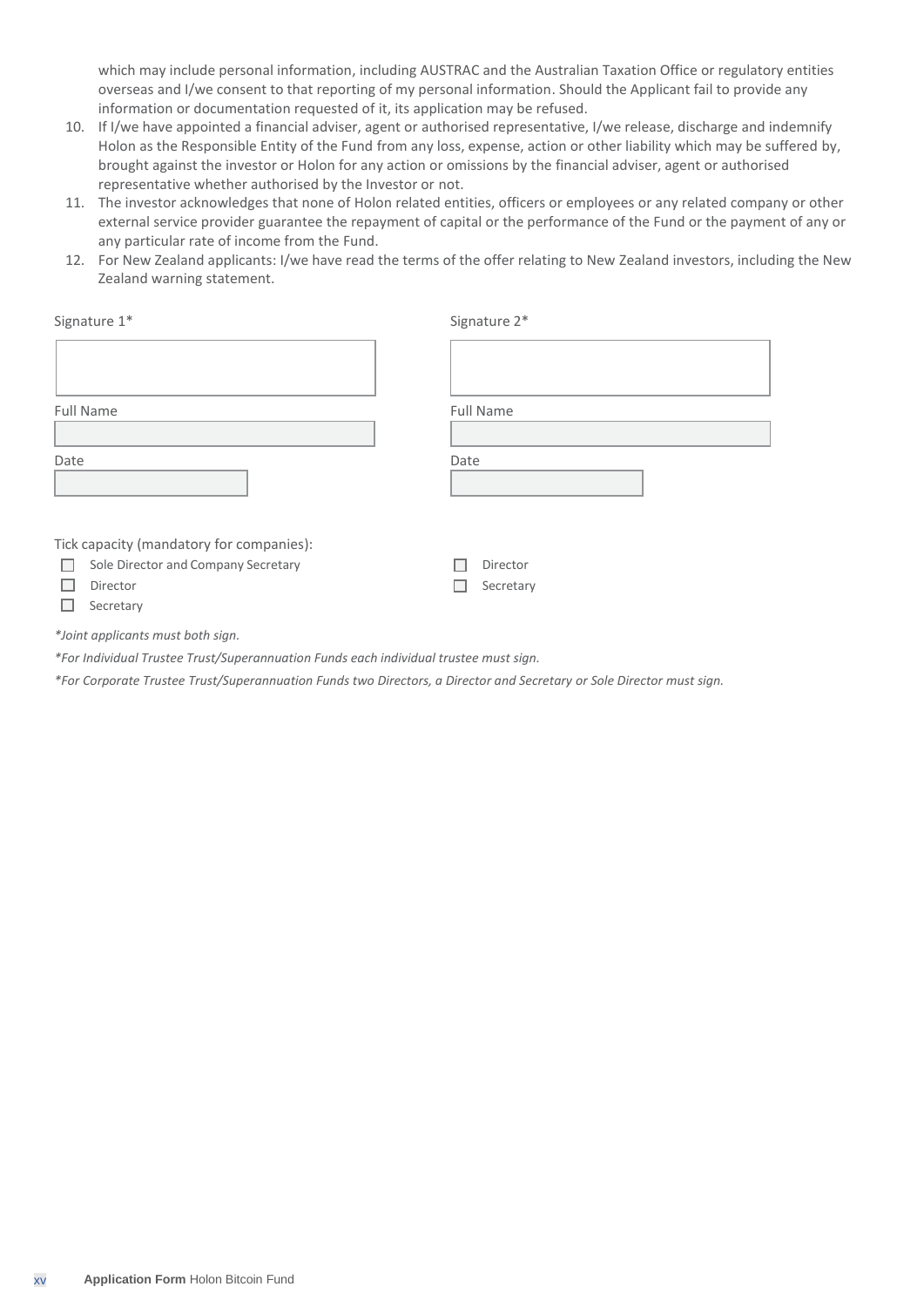which may include personal information, including AUSTRAC and the Australian Taxation Office or regulatory entities overseas and I/we consent to that reporting of my personal information. Should the Applicant fail to provide any information or documentation requested of it, its application may be refused.

10. If I/we have appointed a financial adviser, agent or authorised representative, I/we release, discharge and indemnify Holon as the Responsible Entity of the Fund from any loss, expense, action or other liability which may be suffered by, brought against the investor or Holon for any action or omissions by the financial adviser, agent or authorised representative whether authorised by the Investor or not.
11. The investor acknowledges that none of Holon related entities, officers or employees or any related company or other external service provider guarantee the repayment of capital or the performance of the Fund or the payment of any or any particular rate of income from the Fund.
12. For New Zealand applicants: I/we have read the terms of the offer relating to New Zealand investors, including the New Zealand warning statement.

Signature 1*

Full Name

Date

Tick capacity (mandatory for companies):

- ☐ Sole Director and Company Secretary
- ☐ Director
- ☐ Secretary

Signature 2*

Full Name

Date

- ☐ Director
- ☐ Secretary

*\*Joint applicants must both sign.*

*\*For Individual Trustee Trust/Superannuation Funds each individual trustee must sign.*

*\*For Corporate Trustee Trust/Superannuation Funds two Directors, a Director and Secretary or Sole Director must sign.*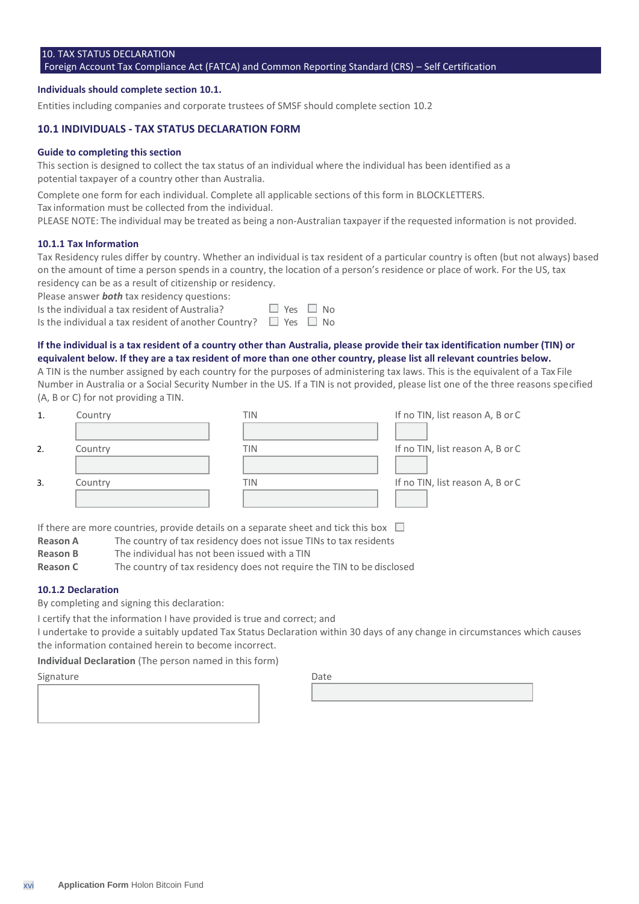## 10. TAX STATUS DECLARATION

Foreign Account Tax Compliance Act (FATCA) and Common Reporting Standard (CRS) – Self Certification

**Individuals should complete section 10.1.**

Entities including companies and corporate trustees of SMSF should complete section 10.2

### 10.1 INDIVIDUALS - TAX STATUS DECLARATION FORM

**Guide to completing this section**

This section is designed to collect the tax status of an individual where the individual has been identified as a potential taxpayer of a country other than Australia.

Complete one form for each individual. Complete all applicable sections of this form in BLOCKLETTERS.
Tax information must be collected from the individual.
PLEASE NOTE: The individual may be treated as being a non-Australian taxpayer if the requested information is not provided.

#### 10.1.1 Tax Information

Tax Residency rules differ by country. Whether an individual is tax resident of a particular country is often (but not always) based on the amount of time a person spends in a country, the location of a person's residence or place of work. For the US, tax residency can be as a result of citizenship or residency.

Please answer ***both*** tax residency questions:

Is the individual a tax resident of Australia? ☐ Yes ☐ No

Is the individual a tax resident of another Country? ☐ Yes ☐ No

**If the individual is a tax resident of a country other than Australia, please provide their tax identification number (TIN) or equivalent below. If they are a tax resident of more than one other country, please list all relevant countries below.**

A TIN is the number assigned by each country for the purposes of administering tax laws. This is the equivalent of a Tax File Number in Australia or a Social Security Number in the US. If a TIN is not provided, please list one of the three reasons specified (A, B or C) for not providing a TIN.

| | Country | TIN | If no TIN, list reason A, B or C |
|---|---|---|---|
| 1. | | | |
| 2. | | | |
| 3. | | | |

If there are more countries, provide details on a separate sheet and tick this box ☐

**Reason A** The country of tax residency does not issue TINs to tax residents

**Reason B** The individual has not been issued with a TIN

**Reason C** The country of tax residency does not require the TIN to be disclosed

#### 10.1.2 Declaration

By completing and signing this declaration:

I certify that the information I have provided is true and correct; and

I undertake to provide a suitably updated Tax Status Declaration within 30 days of any change in circumstances which causes the information contained herein to become incorrect.

**Individual Declaration** (The person named in this form)

| Signature | Date |
|---|---|
| | |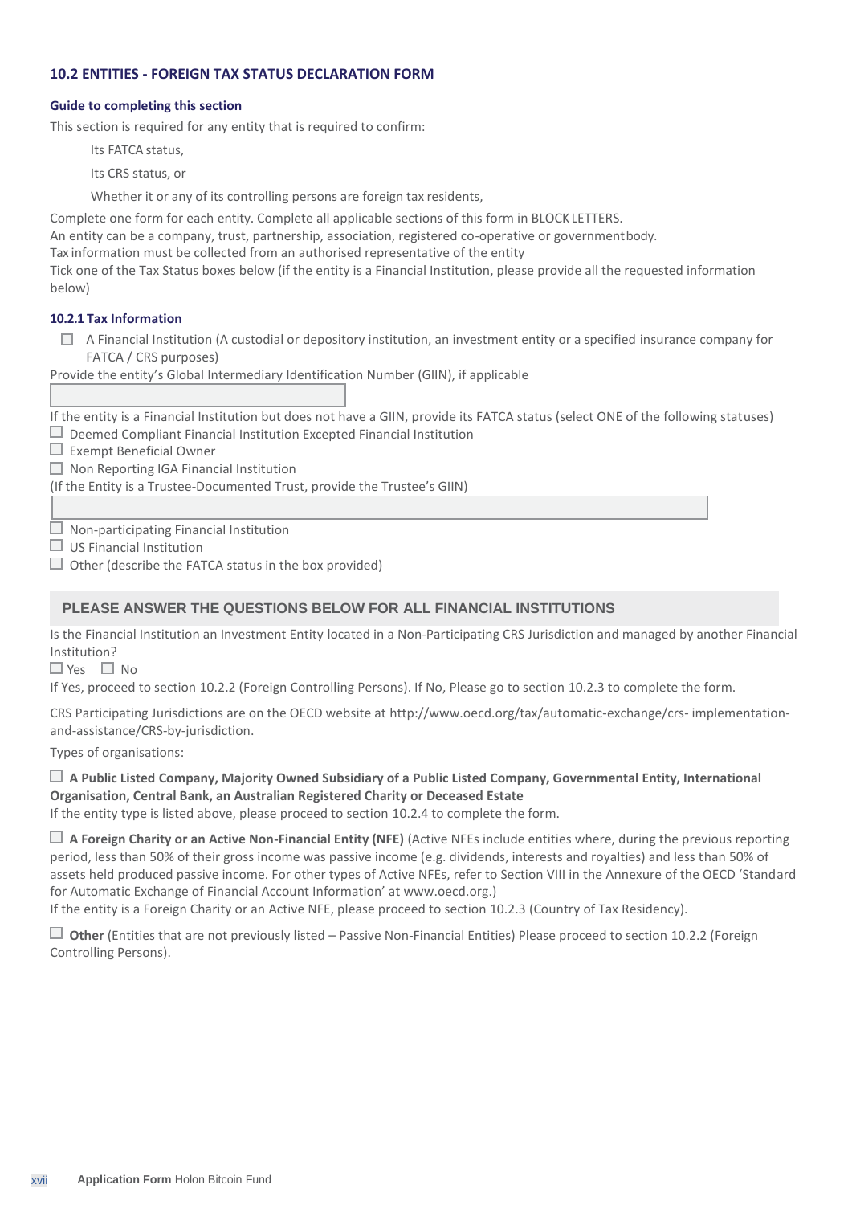## 10.2 ENTITIES - FOREIGN TAX STATUS DECLARATION FORM

### Guide to completing this section

This section is required for any entity that is required to confirm:

- Its FATCA status,
- Its CRS status, or
- Whether it or any of its controlling persons are foreign tax residents,

Complete one form for each entity. Complete all applicable sections of this form in BLOCK LETTERS.
An entity can be a company, trust, partnership, association, registered co-operative or government body.
Tax information must be collected from an authorised representative of the entity
Tick one of the Tax Status boxes below (if the entity is a Financial Institution, please provide all the requested information below)

### 10.2.1 Tax Information

☐ A Financial Institution (A custodial or depository institution, an investment entity or a specified insurance company for FATCA / CRS purposes)

Provide the entity's Global Intermediary Identification Number (GIIN), if applicable

If the entity is a Financial Institution but does not have a GIIN, provide its FATCA status (select ONE of the following statuses)

☐ Deemed Compliant Financial Institution Excepted Financial Institution
☐ Exempt Beneficial Owner
☐ Non Reporting IGA Financial Institution

(If the Entity is a Trustee-Documented Trust, provide the Trustee's GIIN)

☐ Non-participating Financial Institution
☐ US Financial Institution
☐ Other (describe the FATCA status in the box provided)

**PLEASE ANSWER THE QUESTIONS BELOW FOR ALL FINANCIAL INSTITUTIONS**

Is the Financial Institution an Investment Entity located in a Non-Participating CRS Jurisdiction and managed by another Financial Institution?

☐ Yes ☐ No

If Yes, proceed to section 10.2.2 (Foreign Controlling Persons). If No, Please go to section 10.2.3 to complete the form.

CRS Participating Jurisdictions are on the OECD website at http://www.oecd.org/tax/automatic-exchange/crs- implementation-and-assistance/CRS-by-jurisdiction.

Types of organisations:

☐ **A Public Listed Company, Majority Owned Subsidiary of a Public Listed Company, Governmental Entity, International Organisation, Central Bank, an Australian Registered Charity or Deceased Estate**

If the entity type is listed above, please proceed to section 10.2.4 to complete the form.

☐ **A Foreign Charity or an Active Non-Financial Entity (NFE)** (Active NFEs include entities where, during the previous reporting period, less than 50% of their gross income was passive income (e.g. dividends, interests and royalties) and less than 50% of assets held produced passive income. For other types of Active NFEs, refer to Section VIII in the Annexure of the OECD 'Standard for Automatic Exchange of Financial Account Information' at www.oecd.org.)

If the entity is a Foreign Charity or an Active NFE, please proceed to section 10.2.3 (Country of Tax Residency).

☐ **Other** (Entities that are not previously listed – Passive Non-Financial Entities) Please proceed to section 10.2.2 (Foreign Controlling Persons).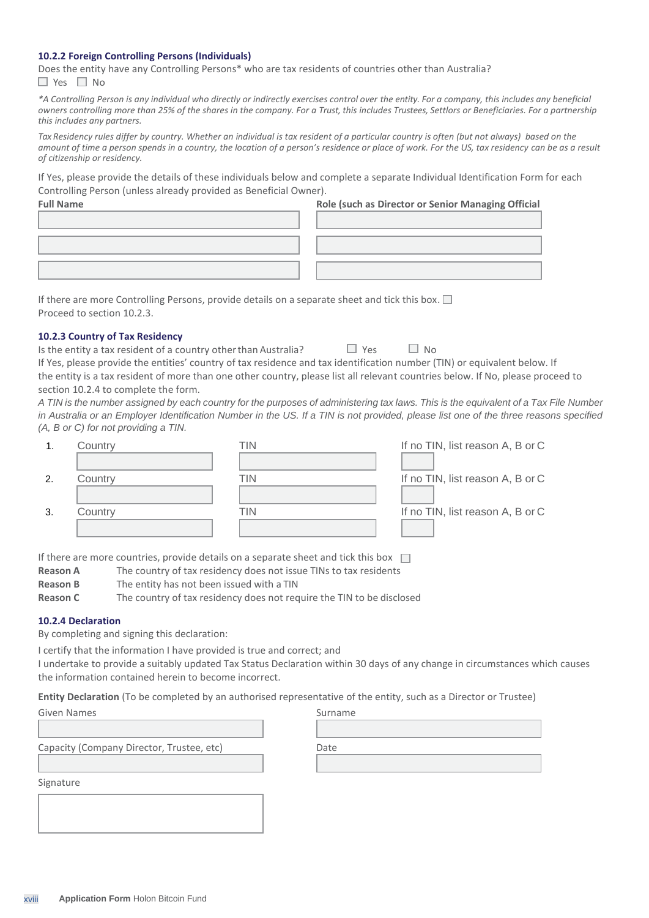### 10.2.2 Foreign Controlling Persons (Individuals)

Does the entity have any Controlling Persons* who are tax residents of countries other than Australia?

☐ Yes ☐ No

*\*A Controlling Person is any individual who directly or indirectly exercises control over the entity. For a company, this includes any beneficial owners controlling more than 25% of the shares in the company. For a Trust, this includes Trustees, Settlors or Beneficiaries. For a partnership this includes any partners.*

*Tax Residency rules differ by country. Whether an individual is tax resident of a particular country is often (but not always) based on the amount of time a person spends in a country, the location of a person's residence or place of work. For the US, tax residency can be as a result of citizenship or residency.*

If Yes, please provide the details of these individuals below and complete a separate Individual Identification Form for each Controlling Person (unless already provided as Beneficial Owner).

| Full Name | Role (such as Director or Senior Managing Official |
|---|---|
| | |
| | |
| | |

If there are more Controlling Persons, provide details on a separate sheet and tick this box. ☐

Proceed to section 10.2.3.

### 10.2.3 Country of Tax Residency

Is the entity a tax resident of a country other than Australia? ☐ Yes ☐ No

If Yes, please provide the entities' country of tax residence and tax identification number (TIN) or equivalent below. If the entity is a tax resident of more than one other country, please list all relevant countries below. If No, please proceed to section 10.2.4 to complete the form.

*A TIN is the number assigned by each country for the purposes of administering tax laws. This is the equivalent of a Tax File Number in Australia or an Employer Identification Number in the US. If a TIN is not provided, please list one of the three reasons specified (A, B or C) for not providing a TIN.*

| | Country | TIN | If no TIN, list reason A, B or C |
|---|---|---|---|
| 1. | | | |
| 2. | | | |
| 3. | | | |

If there are more countries, provide details on a separate sheet and tick this box ☐

**Reason A** The country of tax residency does not issue TINs to tax residents

**Reason B** The entity has not been issued with a TIN

**Reason C** The country of tax residency does not require the TIN to be disclosed

### 10.2.4 Declaration

By completing and signing this declaration:

I certify that the information I have provided is true and correct; and

I undertake to provide a suitably updated Tax Status Declaration within 30 days of any change in circumstances which causes the information contained herein to become incorrect.

**Entity Declaration** (To be completed by an authorised representative of the entity, such as a Director or Trustee)

Given Names

Surname

Capacity (Company Director, Trustee, etc)

Date

Signature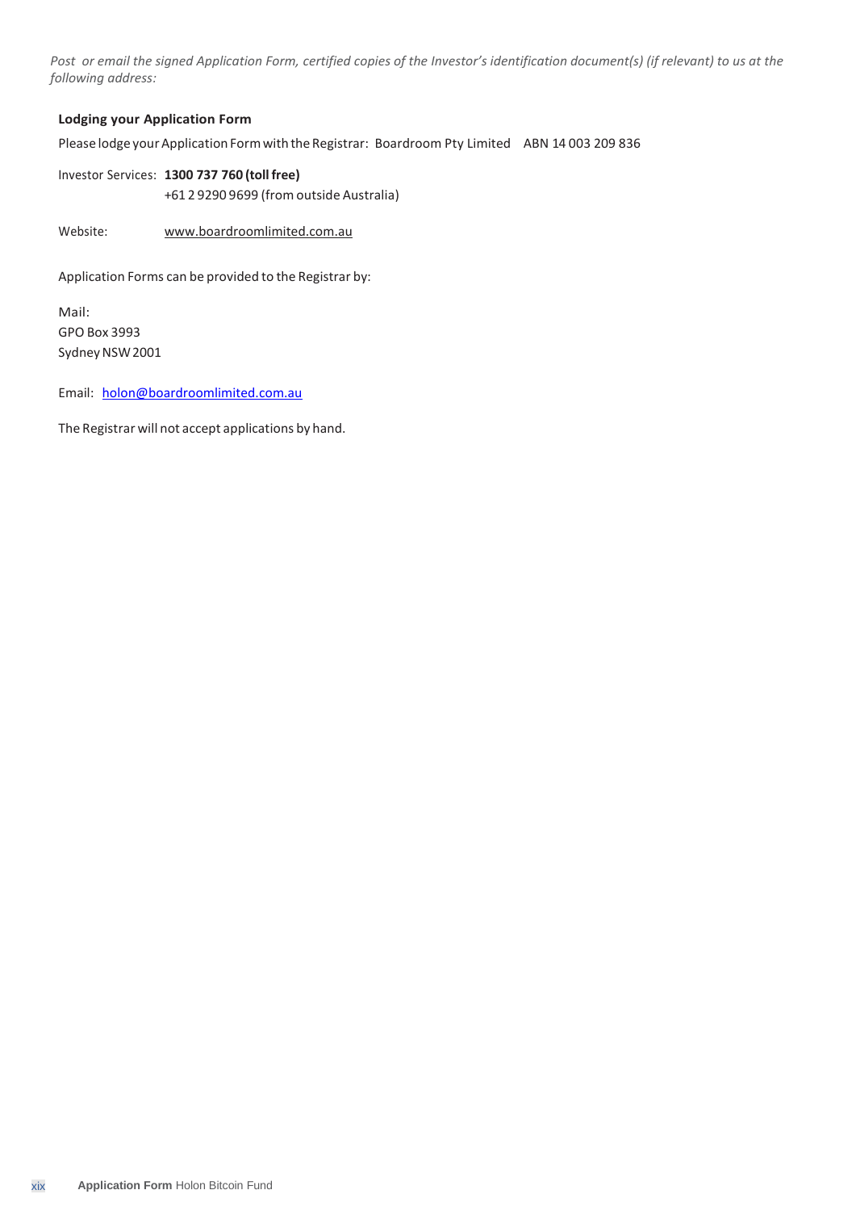*Post or email the signed Application Form, certified copies of the Investor's identification document(s) (if relevant) to us at the following address:*

**Lodging your Application Form**

Please lodge your Application Form with the Registrar: Boardroom Pty Limited ABN 14 003 209 836

Investor Services: **1300 737 760 (toll free)**
+61 2 9290 9699 (from outside Australia)

Website: www.boardroomlimited.com.au

Application Forms can be provided to the Registrar by:

Mail:
GPO Box 3993
Sydney NSW 2001

Email: holon@boardroomlimited.com.au

The Registrar will not accept applications by hand.